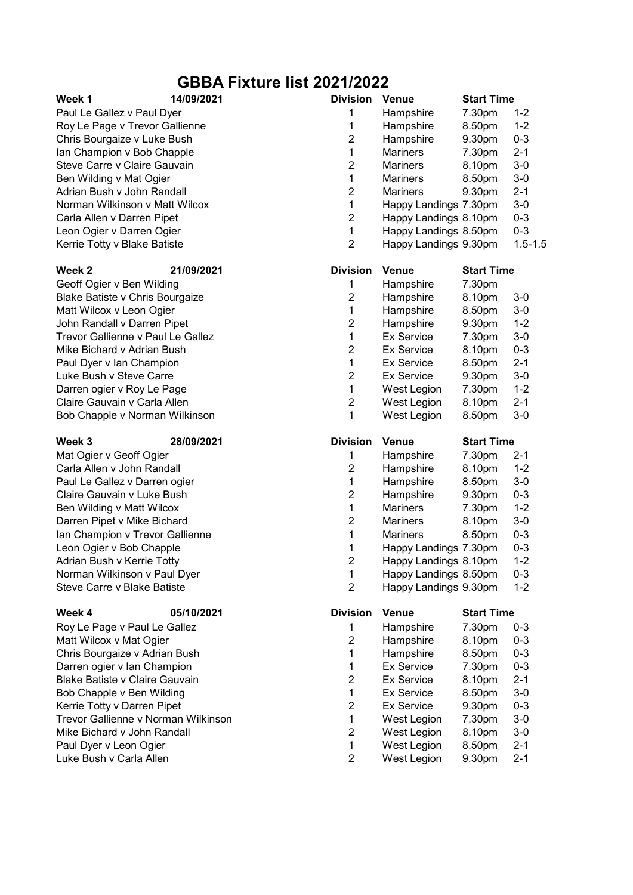# GBBA Fixture list 2021/2022

| Week 1 | 14/09/2021 | Division | Venue | Start Time | |
|---|---|---|---|---|---|
| Paul Le Gallez v Paul Dyer | | 1 | Hampshire | 7.30pm | 1-2 |
| Roy Le Page v Trevor Gallienne | | 1 | Hampshire | 8.50pm | 1-2 |
| Chris Bourgaize v Luke Bush | | 2 | Hampshire | 9.30pm | 0-3 |
| Ian Champion v Bob Chapple | | 1 | Mariners | 7.30pm | 2-1 |
| Steve Carre v Claire Gauvain | | 2 | Mariners | 8.10pm | 3-0 |
| Ben Wilding v Mat Ogier | | 1 | Mariners | 8.50pm | 3-0 |
| Adrian Bush v John Randall | | 2 | Mariners | 9.30pm | 2-1 |
| Norman Wilkinson v Matt Wilcox | | 1 | Happy Landings | 7.30pm | 3-0 |
| Carla Allen v Darren Pipet | | 2 | Happy Landings | 8.10pm | 0-3 |
| Leon Ogier v Darren Ogier | | 1 | Happy Landings | 8.50pm | 0-3 |
| Kerrie Totty v Blake Batiste | | 2 | Happy Landings | 9.30pm | 1.5-1.5 |

| Week 2 | 21/09/2021 | Division | Venue | Start Time | |
|---|---|---|---|---|---|
| Geoff Ogier v Ben Wilding | | 1 | Hampshire | 7.30pm | |
| Blake Batiste v Chris Bourgaize | | 2 | Hampshire | 8.10pm | 3-0 |
| Matt Wilcox v Leon Ogier | | 1 | Hampshire | 8.50pm | 3-0 |
| John Randall v Darren Pipet | | 2 | Hampshire | 9.30pm | 1-2 |
| Trevor Gallienne v Paul Le Gallez | | 1 | Ex Service | 7.30pm | 3-0 |
| Mike Bichard v Adrian Bush | | 2 | Ex Service | 8.10pm | 0-3 |
| Paul Dyer v Ian Champion | | 1 | Ex Service | 8.50pm | 2-1 |
| Luke Bush v Steve Carre | | 2 | Ex Service | 9.30pm | 3-0 |
| Darren ogier v Roy Le Page | | 1 | West Legion | 7.30pm | 1-2 |
| Claire Gauvain v Carla Allen | | 2 | West Legion | 8.10pm | 2-1 |
| Bob Chapple v Norman Wilkinson | | 1 | West Legion | 8.50pm | 3-0 |

| Week 3 | 28/09/2021 | Division | Venue | Start Time | |
|---|---|---|---|---|---|
| Mat Ogier v Geoff Ogier | | 1 | Hampshire | 7.30pm | 2-1 |
| Carla Allen v John Randall | | 2 | Hampshire | 8.10pm | 1-2 |
| Paul Le Gallez v Darren ogier | | 1 | Hampshire | 8.50pm | 3-0 |
| Claire Gauvain v Luke Bush | | 2 | Hampshire | 9.30pm | 0-3 |
| Ben Wilding v Matt Wilcox | | 1 | Mariners | 7.30pm | 1-2 |
| Darren Pipet v Mike Bichard | | 2 | Mariners | 8.10pm | 3-0 |
| Ian Champion v Trevor Gallienne | | 1 | Mariners | 8.50pm | 0-3 |
| Leon Ogier v Bob Chapple | | 1 | Happy Landings | 7.30pm | 0-3 |
| Adrian Bush v Kerrie Totty | | 2 | Happy Landings | 8.10pm | 1-2 |
| Norman Wilkinson v Paul Dyer | | 1 | Happy Landings | 8.50pm | 0-3 |
| Steve Carre v Blake Batiste | | 2 | Happy Landings | 9.30pm | 1-2 |

| Week 4 | 05/10/2021 | Division | Venue | Start Time | |
|---|---|---|---|---|---|
| Roy Le Page v Paul Le Gallez | | 1 | Hampshire | 7.30pm | 0-3 |
| Matt Wilcox v Mat Ogier | | 2 | Hampshire | 8.10pm | 0-3 |
| Chris Bourgaize v Adrian Bush | | 1 | Hampshire | 8.50pm | 0-3 |
| Darren ogier v Ian Champion | | 1 | Ex Service | 7.30pm | 0-3 |
| Blake Batiste v Claire Gauvain | | 2 | Ex Service | 8.10pm | 2-1 |
| Bob Chapple v Ben Wilding | | 1 | Ex Service | 8.50pm | 3-0 |
| Kerrie Totty v Darren Pipet | | 2 | Ex Service | 9.30pm | 0-3 |
| Trevor Gallienne v Norman Wilkinson | | 1 | West Legion | 7.30pm | 3-0 |
| Mike Bichard v John Randall | | 2 | West Legion | 8.10pm | 3-0 |
| Paul Dyer v Leon Ogier | | 1 | West Legion | 8.50pm | 2-1 |
| Luke Bush v Carla Allen | | 2 | West Legion | 9.30pm | 2-1 |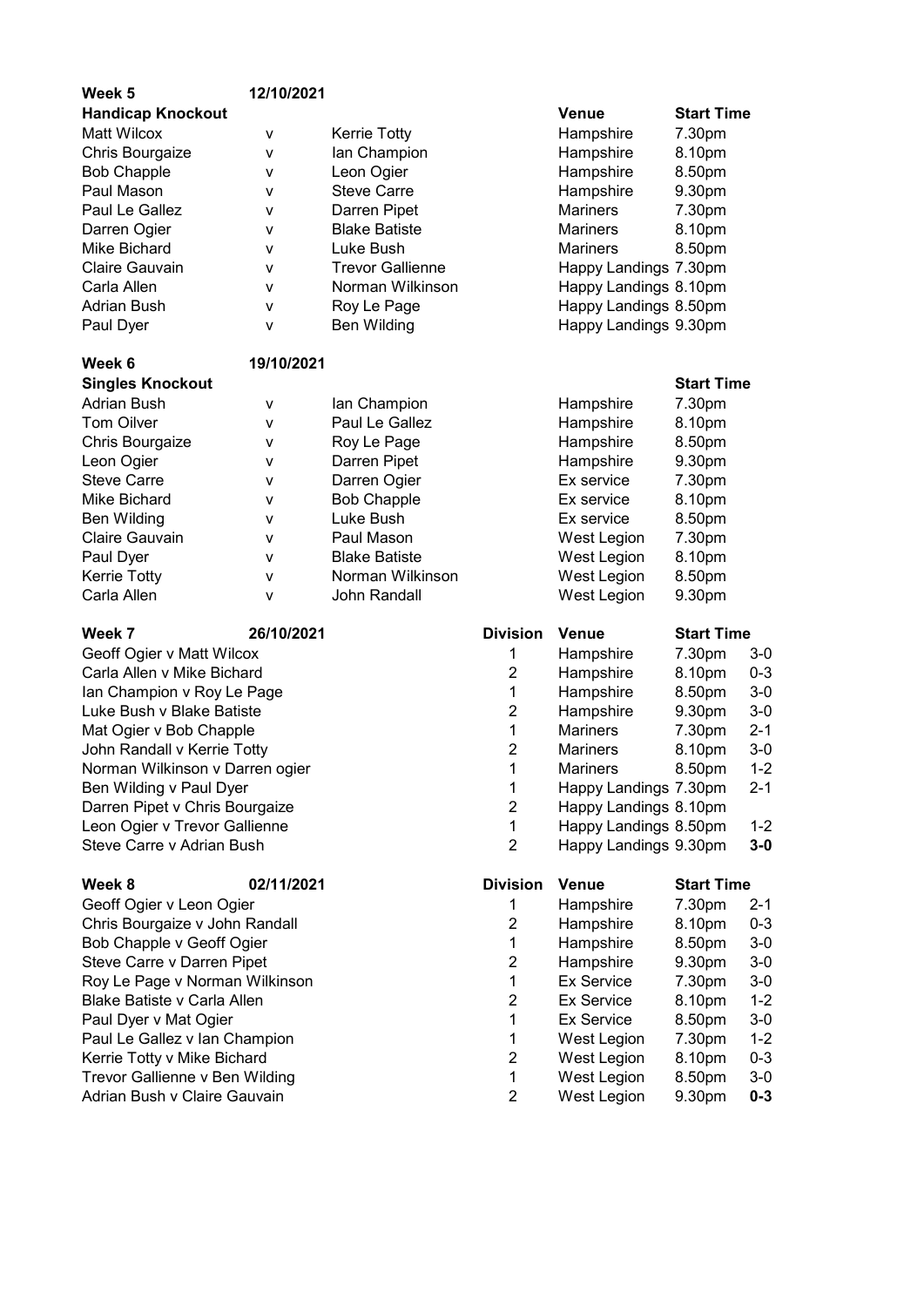**Week 5** 12/10/2021

| Handicap Knockout | | | Venue | Start Time |
|---|---|---|---|---|
| Matt Wilcox | v | Kerrie Totty | Hampshire | 7.30pm |
| Chris Bourgaize | v | Ian Champion | Hampshire | 8.10pm |
| Bob Chapple | v | Leon Ogier | Hampshire | 8.50pm |
| Paul Mason | v | Steve Carre | Hampshire | 9.30pm |
| Paul Le Gallez | v | Darren Pipet | Mariners | 7.30pm |
| Darren Ogier | v | Blake Batiste | Mariners | 8.10pm |
| Mike Bichard | v | Luke Bush | Mariners | 8.50pm |
| Claire Gauvain | v | Trevor Gallienne | Happy Landings | 7.30pm |
| Carla Allen | v | Norman Wilkinson | Happy Landings | 8.10pm |
| Adrian Bush | v | Roy Le Page | Happy Landings | 8.50pm |
| Paul Dyer | v | Ben Wilding | Happy Landings | 9.30pm |

**Week 6** 19/10/2021

| Singles Knockout | | | | Start Time |
|---|---|---|---|---|
| Adrian Bush | v | Ian Champion | Hampshire | 7.30pm |
| Tom Oilver | v | Paul Le Gallez | Hampshire | 8.10pm |
| Chris Bourgaize | v | Roy Le Page | Hampshire | 8.50pm |
| Leon Ogier | v | Darren Pipet | Hampshire | 9.30pm |
| Steve Carre | v | Darren Ogier | Ex service | 7.30pm |
| Mike Bichard | v | Bob Chapple | Ex service | 8.10pm |
| Ben Wilding | v | Luke Bush | Ex service | 8.50pm |
| Claire Gauvain | v | Paul Mason | West Legion | 7.30pm |
| Paul Dyer | v | Blake Batiste | West Legion | 8.10pm |
| Kerrie Totty | v | Norman Wilkinson | West Legion | 8.50pm |
| Carla Allen | v | John Randall | West Legion | 9.30pm |

**Week 7** 26/10/2021

| | Division | Venue | Start Time | |
|---|---|---|---|---|
| Geoff Ogier v Matt Wilcox | 1 | Hampshire | 7.30pm | 3-0 |
| Carla Allen v Mike Bichard | 2 | Hampshire | 8.10pm | 0-3 |
| Ian Champion v Roy Le Page | 1 | Hampshire | 8.50pm | 3-0 |
| Luke Bush v Blake Batiste | 2 | Hampshire | 9.30pm | 3-0 |
| Mat Ogier v Bob Chapple | 1 | Mariners | 7.30pm | 2-1 |
| John Randall v Kerrie Totty | 2 | Mariners | 8.10pm | 3-0 |
| Norman Wilkinson v Darren ogier | 1 | Mariners | 8.50pm | 1-2 |
| Ben Wilding v Paul Dyer | 1 | Happy Landings | 7.30pm | 2-1 |
| Darren Pipet v Chris Bourgaize | 2 | Happy Landings | 8.10pm | |
| Leon Ogier v Trevor Gallienne | 1 | Happy Landings | 8.50pm | 1-2 |
| Steve Carre v Adrian Bush | 2 | Happy Landings | 9.30pm | **3-0** |

**Week 8** 02/11/2021

| | Division | Venue | Start Time | |
|---|---|---|---|---|
| Geoff Ogier v Leon Ogier | 1 | Hampshire | 7.30pm | 2-1 |
| Chris Bourgaize v John Randall | 2 | Hampshire | 8.10pm | 0-3 |
| Bob Chapple v Geoff Ogier | 1 | Hampshire | 8.50pm | 3-0 |
| Steve Carre v Darren Pipet | 2 | Hampshire | 9.30pm | 3-0 |
| Roy Le Page v Norman Wilkinson | 1 | Ex Service | 7.30pm | 3-0 |
| Blake Batiste v Carla Allen | 2 | Ex Service | 8.10pm | 1-2 |
| Paul Dyer v Mat Ogier | 1 | Ex Service | 8.50pm | 3-0 |
| Paul Le Gallez v Ian Champion | 1 | West Legion | 7.30pm | 1-2 |
| Kerrie Totty v Mike Bichard | 2 | West Legion | 8.10pm | 0-3 |
| Trevor Gallienne v Ben Wilding | 1 | West Legion | 8.50pm | 3-0 |
| Adrian Bush v Claire Gauvain | 2 | West Legion | 9.30pm | **0-3** |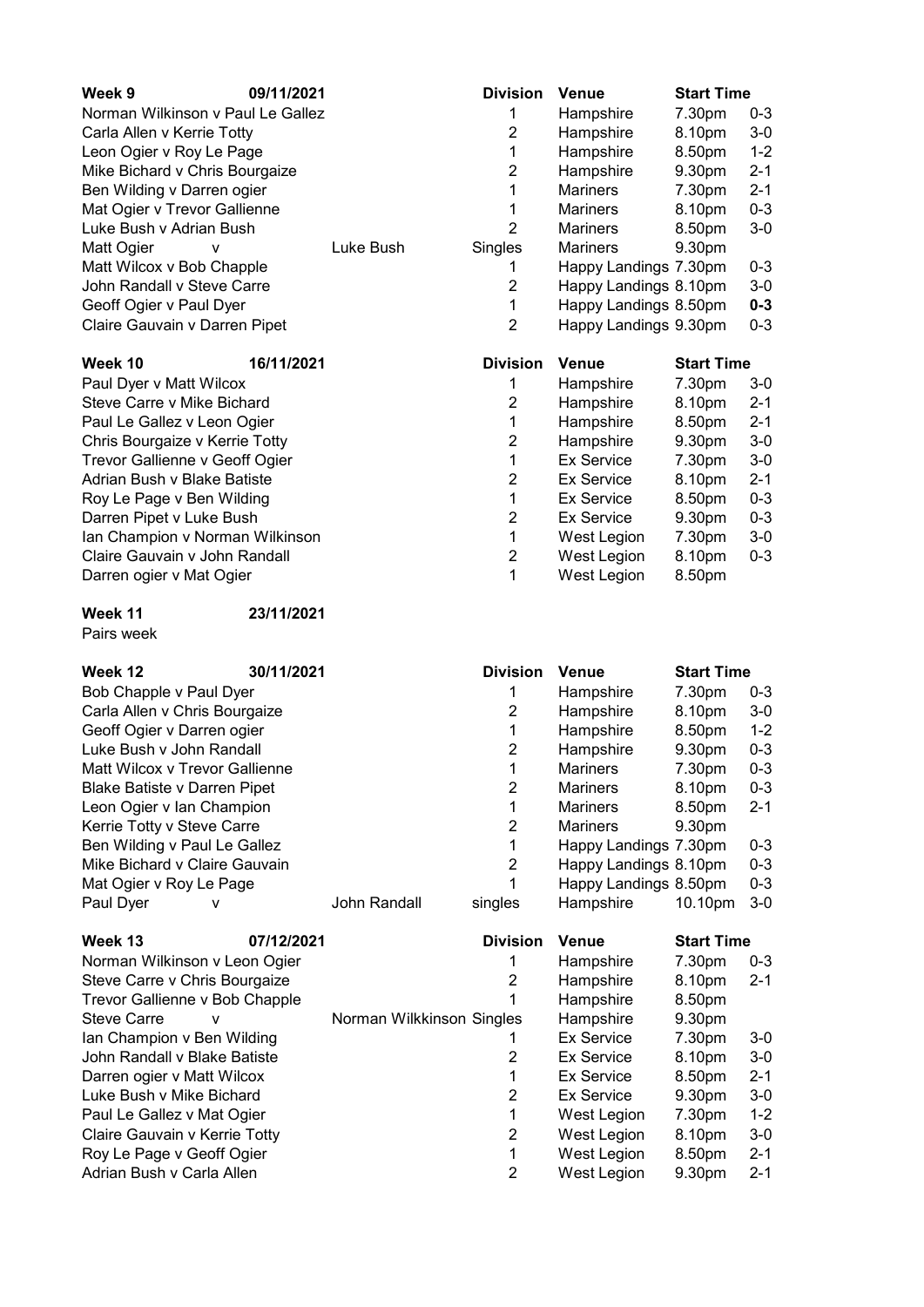| Week 9 | 09/11/2021 | | Division | Venue | Start Time | |
|---|---|---|---|---|---|---|
| Norman Wilkinson v Paul Le Gallez | | | 1 | Hampshire | 7.30pm | 0-3 |
| Carla Allen v Kerrie Totty | | | 2 | Hampshire | 8.10pm | 3-0 |
| Leon Ogier v Roy Le Page | | | 1 | Hampshire | 8.50pm | 1-2 |
| Mike Bichard v Chris Bourgaize | | | 2 | Hampshire | 9.30pm | 2-1 |
| Ben Wilding v Darren ogier | | | 1 | Mariners | 7.30pm | 2-1 |
| Mat Ogier v Trevor Gallienne | | | 1 | Mariners | 8.10pm | 0-3 |
| Luke Bush v Adrian Bush | | | 2 | Mariners | 8.50pm | 3-0 |
| Matt Ogier | v | Luke Bush | Singles | Mariners | 9.30pm | |
| Matt Wilcox v Bob Chapple | | | 1 | Happy Landings | 7.30pm | 0-3 |
| John Randall v Steve Carre | | | 2 | Happy Landings | 8.10pm | 3-0 |
| Geoff Ogier v Paul Dyer | | | 1 | Happy Landings | 8.50pm | **0-3** |
| Claire Gauvain v Darren Pipet | | | 2 | Happy Landings | 9.30pm | 0-3 |

| Week 10 | 16/11/2021 | | Division | Venue | Start Time | |
|---|---|---|---|---|---|---|
| Paul Dyer v Matt Wilcox | | | 1 | Hampshire | 7.30pm | 3-0 |
| Steve Carre v Mike Bichard | | | 2 | Hampshire | 8.10pm | 2-1 |
| Paul Le Gallez v Leon Ogier | | | 1 | Hampshire | 8.50pm | 2-1 |
| Chris Bourgaize v Kerrie Totty | | | 2 | Hampshire | 9.30pm | 3-0 |
| Trevor Gallienne v Geoff Ogier | | | 1 | Ex Service | 7.30pm | 3-0 |
| Adrian Bush v Blake Batiste | | | 2 | Ex Service | 8.10pm | 2-1 |
| Roy Le Page v Ben Wilding | | | 1 | Ex Service | 8.50pm | 0-3 |
| Darren Pipet v Luke Bush | | | 2 | Ex Service | 9.30pm | 0-3 |
| Ian Champion v Norman Wilkinson | | | 1 | West Legion | 7.30pm | 3-0 |
| Claire Gauvain v John Randall | | | 2 | West Legion | 8.10pm | 0-3 |
| Darren ogier v Mat Ogier | | | 1 | West Legion | 8.50pm | |

**Week 11** 23/11/2021

Pairs week

| Week 12 | 30/11/2021 | | Division | Venue | Start Time | |
|---|---|---|---|---|---|---|
| Bob Chapple v Paul Dyer | | | 1 | Hampshire | 7.30pm | 0-3 |
| Carla Allen v Chris Bourgaize | | | 2 | Hampshire | 8.10pm | 3-0 |
| Geoff Ogier v Darren ogier | | | 1 | Hampshire | 8.50pm | 1-2 |
| Luke Bush v John Randall | | | 2 | Hampshire | 9.30pm | 0-3 |
| Matt Wilcox v Trevor Gallienne | | | 1 | Mariners | 7.30pm | 0-3 |
| Blake Batiste v Darren Pipet | | | 2 | Mariners | 8.10pm | 0-3 |
| Leon Ogier v Ian Champion | | | 1 | Mariners | 8.50pm | 2-1 |
| Kerrie Totty v Steve Carre | | | 2 | Mariners | 9.30pm | |
| Ben Wilding v Paul Le Gallez | | | 1 | Happy Landings | 7.30pm | 0-3 |
| Mike Bichard v Claire Gauvain | | | 2 | Happy Landings | 8.10pm | 0-3 |
| Mat Ogier v Roy Le Page | | | 1 | Happy Landings | 8.50pm | 0-3 |
| Paul Dyer | v | John Randall | singles | Hampshire | 10.10pm | 3-0 |

| Week 13 | 07/12/2021 | | Division | Venue | Start Time | |
|---|---|---|---|---|---|---|
| Norman Wilkinson v Leon Ogier | | | 1 | Hampshire | 7.30pm | 0-3 |
| Steve Carre v Chris Bourgaize | | | 2 | Hampshire | 8.10pm | 2-1 |
| Trevor Gallienne v Bob Chapple | | | 1 | Hampshire | 8.50pm | |
| Steve Carre | v | Norman Wilkkinson | Singles | Hampshire | 9.30pm | |
| Ian Champion v Ben Wilding | | | 1 | Ex Service | 7.30pm | 3-0 |
| John Randall v Blake Batiste | | | 2 | Ex Service | 8.10pm | 3-0 |
| Darren ogier v Matt Wilcox | | | 1 | Ex Service | 8.50pm | 2-1 |
| Luke Bush v Mike Bichard | | | 2 | Ex Service | 9.30pm | 3-0 |
| Paul Le Gallez v Mat Ogier | | | 1 | West Legion | 7.30pm | 1-2 |
| Claire Gauvain v Kerrie Totty | | | 2 | West Legion | 8.10pm | 3-0 |
| Roy Le Page v Geoff Ogier | | | 1 | West Legion | 8.50pm | 2-1 |
| Adrian Bush v Carla Allen | | | 2 | West Legion | 9.30pm | 2-1 |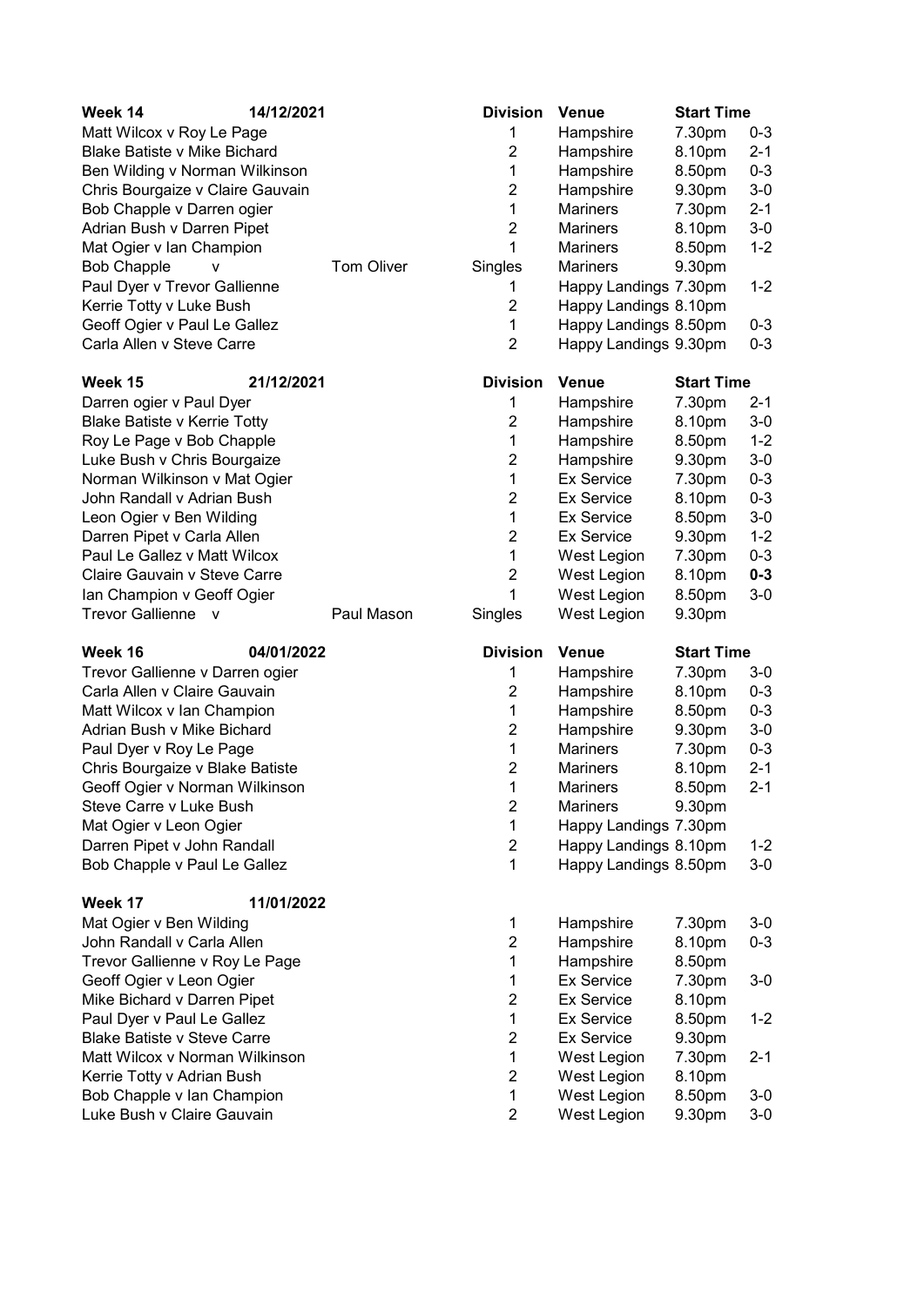| Week 14 | 14/12/2021 | Division | Venue | Start Time | |
|---|---|---|---|---|---|
| Matt Wilcox v Roy Le Page | | 1 | Hampshire | 7.30pm | 0-3 |
| Blake Batiste v Mike Bichard | | 2 | Hampshire | 8.10pm | 2-1 |
| Ben Wilding v Norman Wilkinson | | 1 | Hampshire | 8.50pm | 0-3 |
| Chris Bourgaize v Claire Gauvain | | 2 | Hampshire | 9.30pm | 3-0 |
| Bob Chapple v Darren ogier | | 1 | Mariners | 7.30pm | 2-1 |
| Adrian Bush v Darren Pipet | | 2 | Mariners | 8.10pm | 3-0 |
| Mat Ogier v Ian Champion | | 1 | Mariners | 8.50pm | 1-2 |
| Bob Chapple v | Tom Oliver | Singles | Mariners | 9.30pm | |
| Paul Dyer v Trevor Gallienne | | 1 | Happy Landings | 7.30pm | 1-2 |
| Kerrie Totty v Luke Bush | | 2 | Happy Landings | 8.10pm | |
| Geoff Ogier v Paul Le Gallez | | 1 | Happy Landings | 8.50pm | 0-3 |
| Carla Allen v Steve Carre | | 2 | Happy Landings | 9.30pm | 0-3 |

| Week 15 | 21/12/2021 | Division | Venue | Start Time | |
|---|---|---|---|---|---|
| Darren ogier v Paul Dyer | | 1 | Hampshire | 7.30pm | 2-1 |
| Blake Batiste v Kerrie Totty | | 2 | Hampshire | 8.10pm | 3-0 |
| Roy Le Page v Bob Chapple | | 1 | Hampshire | 8.50pm | 1-2 |
| Luke Bush v Chris Bourgaize | | 2 | Hampshire | 9.30pm | 3-0 |
| Norman Wilkinson v Mat Ogier | | 1 | Ex Service | 7.30pm | 0-3 |
| John Randall v Adrian Bush | | 2 | Ex Service | 8.10pm | 0-3 |
| Leon Ogier v Ben Wilding | | 1 | Ex Service | 8.50pm | 3-0 |
| Darren Pipet v Carla Allen | | 2 | Ex Service | 9.30pm | 1-2 |
| Paul Le Gallez v Matt Wilcox | | 1 | West Legion | 7.30pm | 0-3 |
| Claire Gauvain v Steve Carre | | 2 | West Legion | 8.10pm | **0-3** |
| Ian Champion v Geoff Ogier | | 1 | West Legion | 8.50pm | 3-0 |
| Trevor Gallienne v | Paul Mason | Singles | West Legion | 9.30pm | |

| Week 16 | 04/01/2022 | Division | Venue | Start Time | |
|---|---|---|---|---|---|
| Trevor Gallienne v Darren ogier | | 1 | Hampshire | 7.30pm | 3-0 |
| Carla Allen v Claire Gauvain | | 2 | Hampshire | 8.10pm | 0-3 |
| Matt Wilcox v Ian Champion | | 1 | Hampshire | 8.50pm | 0-3 |
| Adrian Bush v Mike Bichard | | 2 | Hampshire | 9.30pm | 3-0 |
| Paul Dyer v Roy Le Page | | 1 | Mariners | 7.30pm | 0-3 |
| Chris Bourgaize v Blake Batiste | | 2 | Mariners | 8.10pm | 2-1 |
| Geoff Ogier v Norman Wilkinson | | 1 | Mariners | 8.50pm | 2-1 |
| Steve Carre v Luke Bush | | 2 | Mariners | 9.30pm | |
| Mat Ogier v Leon Ogier | | 1 | Happy Landings | 7.30pm | |
| Darren Pipet v John Randall | | 2 | Happy Landings | 8.10pm | 1-2 |
| Bob Chapple v Paul Le Gallez | | 1 | Happy Landings | 8.50pm | 3-0 |

| Week 17 | 11/01/2022 | | | | |
|---|---|---|---|---|---|
| Mat Ogier v Ben Wilding | | 1 | Hampshire | 7.30pm | 3-0 |
| John Randall v Carla Allen | | 2 | Hampshire | 8.10pm | 0-3 |
| Trevor Gallienne v Roy Le Page | | 1 | Hampshire | 8.50pm | |
| Geoff Ogier v Leon Ogier | | 1 | Ex Service | 7.30pm | 3-0 |
| Mike Bichard v Darren Pipet | | 2 | Ex Service | 8.10pm | |
| Paul Dyer v Paul Le Gallez | | 1 | Ex Service | 8.50pm | 1-2 |
| Blake Batiste v Steve Carre | | 2 | Ex Service | 9.30pm | |
| Matt Wilcox v Norman Wilkinson | | 1 | West Legion | 7.30pm | 2-1 |
| Kerrie Totty v Adrian Bush | | 2 | West Legion | 8.10pm | |
| Bob Chapple v Ian Champion | | 1 | West Legion | 8.50pm | 3-0 |
| Luke Bush v Claire Gauvain | | 2 | West Legion | 9.30pm | 3-0 |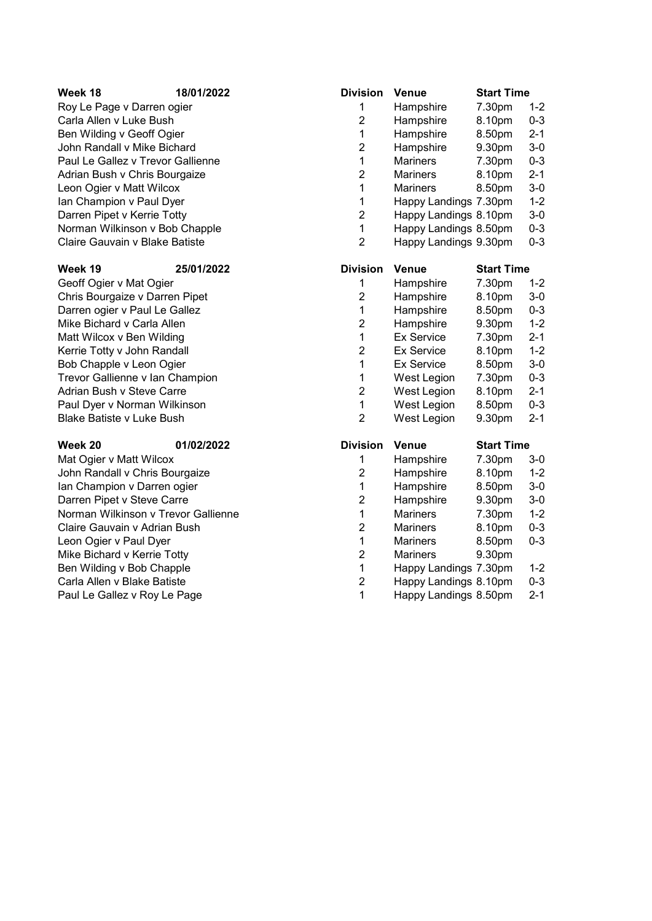| Week 18 | 18/01/2022 | Division | Venue | Start Time | |
|---|---|---|---|---|---|
| Roy Le Page v Darren ogier | | 1 | Hampshire | 7.30pm | 1-2 |
| Carla Allen v Luke Bush | | 2 | Hampshire | 8.10pm | 0-3 |
| Ben Wilding v Geoff Ogier | | 1 | Hampshire | 8.50pm | 2-1 |
| John Randall v Mike Bichard | | 2 | Hampshire | 9.30pm | 3-0 |
| Paul Le Gallez v Trevor Gallienne | | 1 | Mariners | 7.30pm | 0-3 |
| Adrian Bush v Chris Bourgaize | | 2 | Mariners | 8.10pm | 2-1 |
| Leon Ogier v Matt Wilcox | | 1 | Mariners | 8.50pm | 3-0 |
| Ian Champion v Paul Dyer | | 1 | Happy Landings | 7.30pm | 1-2 |
| Darren Pipet v Kerrie Totty | | 2 | Happy Landings | 8.10pm | 3-0 |
| Norman Wilkinson v Bob Chapple | | 1 | Happy Landings | 8.50pm | 0-3 |
| Claire Gauvain v Blake Batiste | | 2 | Happy Landings | 9.30pm | 0-3 |

| Week 19 | 25/01/2022 | Division | Venue | Start Time | |
|---|---|---|---|---|---|
| Geoff Ogier v Mat Ogier | | 1 | Hampshire | 7.30pm | 1-2 |
| Chris Bourgaize v Darren Pipet | | 2 | Hampshire | 8.10pm | 3-0 |
| Darren ogier v Paul Le Gallez | | 1 | Hampshire | 8.50pm | 0-3 |
| Mike Bichard v Carla Allen | | 2 | Hampshire | 9.30pm | 1-2 |
| Matt Wilcox v Ben Wilding | | 1 | Ex Service | 7.30pm | 2-1 |
| Kerrie Totty v John Randall | | 2 | Ex Service | 8.10pm | 1-2 |
| Bob Chapple v Leon Ogier | | 1 | Ex Service | 8.50pm | 3-0 |
| Trevor Gallienne v Ian Champion | | 1 | West Legion | 7.30pm | 0-3 |
| Adrian Bush v Steve Carre | | 2 | West Legion | 8.10pm | 2-1 |
| Paul Dyer v Norman Wilkinson | | 1 | West Legion | 8.50pm | 0-3 |
| Blake Batiste v Luke Bush | | 2 | West Legion | 9.30pm | 2-1 |

| Week 20 | 01/02/2022 | Division | Venue | Start Time | |
|---|---|---|---|---|---|
| Mat Ogier v Matt Wilcox | | 1 | Hampshire | 7.30pm | 3-0 |
| John Randall v Chris Bourgaize | | 2 | Hampshire | 8.10pm | 1-2 |
| Ian Champion v Darren ogier | | 1 | Hampshire | 8.50pm | 3-0 |
| Darren Pipet v Steve Carre | | 2 | Hampshire | 9.30pm | 3-0 |
| Norman Wilkinson v Trevor Gallienne | | 1 | Mariners | 7.30pm | 1-2 |
| Claire Gauvain v Adrian Bush | | 2 | Mariners | 8.10pm | 0-3 |
| Leon Ogier v Paul Dyer | | 1 | Mariners | 8.50pm | 0-3 |
| Mike Bichard v Kerrie Totty | | 2 | Mariners | 9.30pm | |
| Ben Wilding v Bob Chapple | | 1 | Happy Landings | 7.30pm | 1-2 |
| Carla Allen v Blake Batiste | | 2 | Happy Landings | 8.10pm | 0-3 |
| Paul Le Gallez v Roy Le Page | | 1 | Happy Landings | 8.50pm | 2-1 |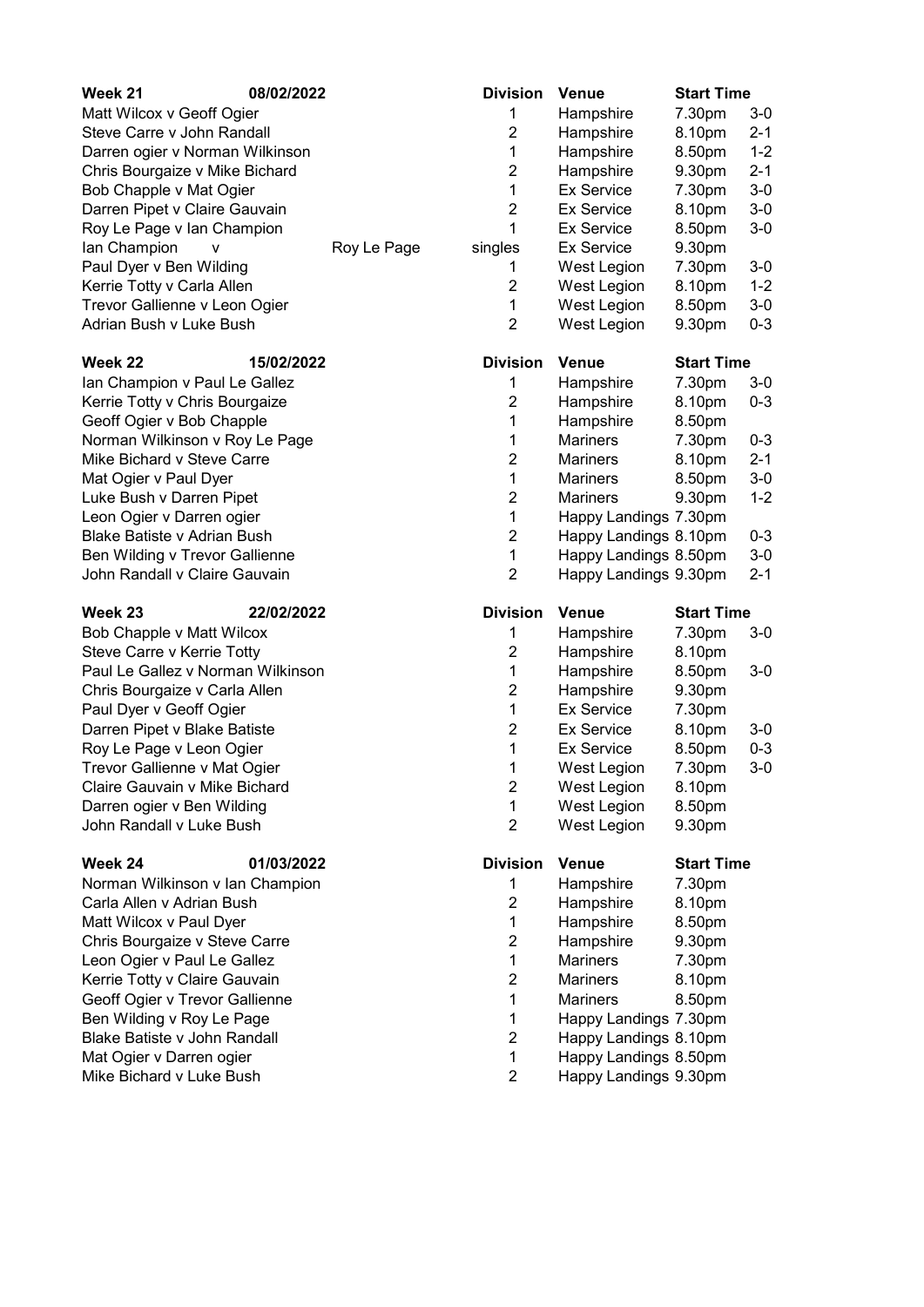| Week 21 | 08/02/2022 | Division | Venue | Start Time | |
|---|---|---|---|---|---|
| Matt Wilcox v Geoff Ogier | | 1 | Hampshire | 7.30pm | 3-0 |
| Steve Carre v John Randall | | 2 | Hampshire | 8.10pm | 2-1 |
| Darren ogier v Norman Wilkinson | | 1 | Hampshire | 8.50pm | 1-2 |
| Chris Bourgaize v Mike Bichard | | 2 | Hampshire | 9.30pm | 2-1 |
| Bob Chapple v Mat Ogier | | 1 | Ex Service | 7.30pm | 3-0 |
| Darren Pipet v Claire Gauvain | | 2 | Ex Service | 8.10pm | 3-0 |
| Roy Le Page v Ian Champion | | 1 | Ex Service | 8.50pm | 3-0 |
| Ian Champion v | Roy Le Page | singles | Ex Service | 9.30pm | |
| Paul Dyer v Ben Wilding | | 1 | West Legion | 7.30pm | 3-0 |
| Kerrie Totty v Carla Allen | | 2 | West Legion | 8.10pm | 1-2 |
| Trevor Gallienne v Leon Ogier | | 1 | West Legion | 8.50pm | 3-0 |
| Adrian Bush v Luke Bush | | 2 | West Legion | 9.30pm | 0-3 |

| Week 22 | 15/02/2022 | Division | Venue | Start Time | |
|---|---|---|---|---|---|
| Ian Champion v Paul Le Gallez | | 1 | Hampshire | 7.30pm | 3-0 |
| Kerrie Totty v Chris Bourgaize | | 2 | Hampshire | 8.10pm | 0-3 |
| Geoff Ogier v Bob Chapple | | 1 | Hampshire | 8.50pm | |
| Norman Wilkinson v Roy Le Page | | 1 | Mariners | 7.30pm | 0-3 |
| Mike Bichard v Steve Carre | | 2 | Mariners | 8.10pm | 2-1 |
| Mat Ogier v Paul Dyer | | 1 | Mariners | 8.50pm | 3-0 |
| Luke Bush v Darren Pipet | | 2 | Mariners | 9.30pm | 1-2 |
| Leon Ogier v Darren ogier | | 1 | Happy Landings | 7.30pm | |
| Blake Batiste v Adrian Bush | | 2 | Happy Landings | 8.10pm | 0-3 |
| Ben Wilding v Trevor Gallienne | | 1 | Happy Landings | 8.50pm | 3-0 |
| John Randall v Claire Gauvain | | 2 | Happy Landings | 9.30pm | 2-1 |

| Week 23 | 22/02/2022 | Division | Venue | Start Time | |
|---|---|---|---|---|---|
| Bob Chapple v Matt Wilcox | | 1 | Hampshire | 7.30pm | 3-0 |
| Steve Carre v Kerrie Totty | | 2 | Hampshire | 8.10pm | |
| Paul Le Gallez v Norman Wilkinson | | 1 | Hampshire | 8.50pm | 3-0 |
| Chris Bourgaize v Carla Allen | | 2 | Hampshire | 9.30pm | |
| Paul Dyer v Geoff Ogier | | 1 | Ex Service | 7.30pm | |
| Darren Pipet v Blake Batiste | | 2 | Ex Service | 8.10pm | 3-0 |
| Roy Le Page v Leon Ogier | | 1 | Ex Service | 8.50pm | 0-3 |
| Trevor Gallienne v Mat Ogier | | 1 | West Legion | 7.30pm | 3-0 |
| Claire Gauvain v Mike Bichard | | 2 | West Legion | 8.10pm | |
| Darren ogier v Ben Wilding | | 1 | West Legion | 8.50pm | |
| John Randall v Luke Bush | | 2 | West Legion | 9.30pm | |

| Week 24 | 01/03/2022 | Division | Venue | Start Time | |
|---|---|---|---|---|---|
| Norman Wilkinson v Ian Champion | | 1 | Hampshire | 7.30pm | |
| Carla Allen v Adrian Bush | | 2 | Hampshire | 8.10pm | |
| Matt Wilcox v Paul Dyer | | 1 | Hampshire | 8.50pm | |
| Chris Bourgaize v Steve Carre | | 2 | Hampshire | 9.30pm | |
| Leon Ogier v Paul Le Gallez | | 1 | Mariners | 7.30pm | |
| Kerrie Totty v Claire Gauvain | | 2 | Mariners | 8.10pm | |
| Geoff Ogier v Trevor Gallienne | | 1 | Mariners | 8.50pm | |
| Ben Wilding v Roy Le Page | | 1 | Happy Landings | 7.30pm | |
| Blake Batiste v John Randall | | 2 | Happy Landings | 8.10pm | |
| Mat Ogier v Darren ogier | | 1 | Happy Landings | 8.50pm | |
| Mike Bichard v Luke Bush | | 2 | Happy Landings | 9.30pm | |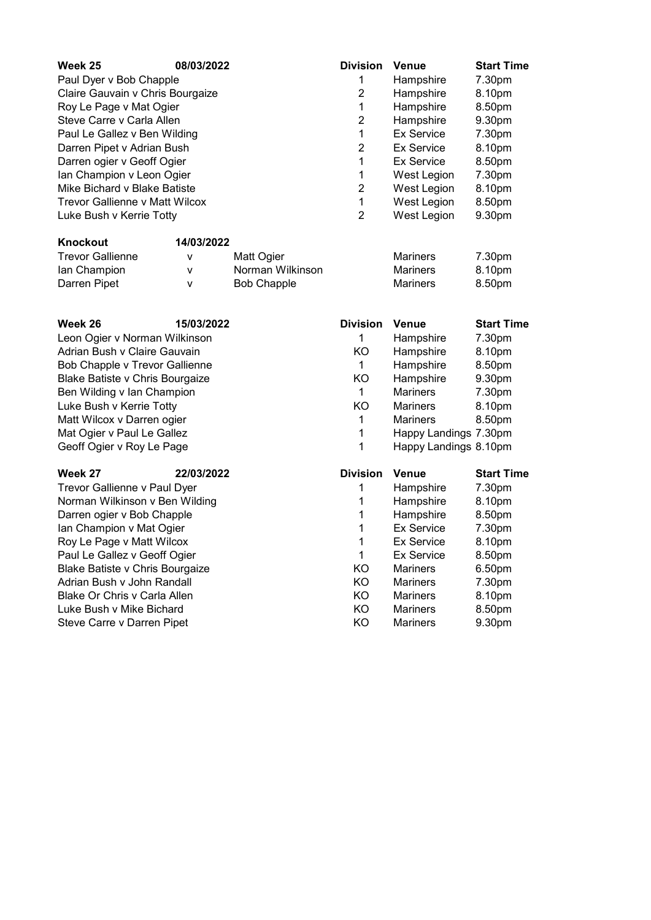| Week 25 | 08/03/2022 | Division | Venue | Start Time |
|---|---|---|---|---|
| Paul Dyer v Bob Chapple | | 1 | Hampshire | 7.30pm |
| Claire Gauvain v Chris Bourgaize | | 2 | Hampshire | 8.10pm |
| Roy Le Page v Mat Ogier | | 1 | Hampshire | 8.50pm |
| Steve Carre v Carla Allen | | 2 | Hampshire | 9.30pm |
| Paul Le Gallez v Ben Wilding | | 1 | Ex Service | 7.30pm |
| Darren Pipet v Adrian Bush | | 2 | Ex Service | 8.10pm |
| Darren ogier v Geoff Ogier | | 1 | Ex Service | 8.50pm |
| Ian Champion v Leon Ogier | | 1 | West Legion | 7.30pm |
| Mike Bichard v Blake Batiste | | 2 | West Legion | 8.10pm |
| Trevor Gallienne v Matt Wilcox | | 1 | West Legion | 8.50pm |
| Luke Bush v Kerrie Totty | | 2 | West Legion | 9.30pm |

| Knockout | 14/03/2022 | | Venue | Start Time |
|---|---|---|---|---|
| Trevor Gallienne | v | Matt Ogier | Mariners | 7.30pm |
| Ian Champion | v | Norman Wilkinson | Mariners | 8.10pm |
| Darren Pipet | v | Bob Chapple | Mariners | 8.50pm |

| Week 26 | 15/03/2022 | Division | Venue | Start Time |
|---|---|---|---|---|
| Leon Ogier v Norman Wilkinson | | 1 | Hampshire | 7.30pm |
| Adrian Bush v Claire Gauvain | | KO | Hampshire | 8.10pm |
| Bob Chapple v Trevor Gallienne | | 1 | Hampshire | 8.50pm |
| Blake Batiste v Chris Bourgaize | | KO | Hampshire | 9.30pm |
| Ben Wilding v Ian Champion | | 1 | Mariners | 7.30pm |
| Luke Bush v Kerrie Totty | | KO | Mariners | 8.10pm |
| Matt Wilcox v Darren ogier | | 1 | Mariners | 8.50pm |
| Mat Ogier v Paul Le Gallez | | 1 | Happy Landings | 7.30pm |
| Geoff Ogier v Roy Le Page | | 1 | Happy Landings | 8.10pm |

| Week 27 | 22/03/2022 | Division | Venue | Start Time |
|---|---|---|---|---|
| Trevor Gallienne v Paul Dyer | | 1 | Hampshire | 7.30pm |
| Norman Wilkinson v Ben Wilding | | 1 | Hampshire | 8.10pm |
| Darren ogier v Bob Chapple | | 1 | Hampshire | 8.50pm |
| Ian Champion v Mat Ogier | | 1 | Ex Service | 7.30pm |
| Roy Le Page v Matt Wilcox | | 1 | Ex Service | 8.10pm |
| Paul Le Gallez v Geoff Ogier | | 1 | Ex Service | 8.50pm |
| Blake Batiste v Chris Bourgaize | | KO | Mariners | 6.50pm |
| Adrian Bush v John Randall | | KO | Mariners | 7.30pm |
| Blake Or Chris v Carla Allen | | KO | Mariners | 8.10pm |
| Luke Bush v Mike Bichard | | KO | Mariners | 8.50pm |
| Steve Carre v Darren Pipet | | KO | Mariners | 9.30pm |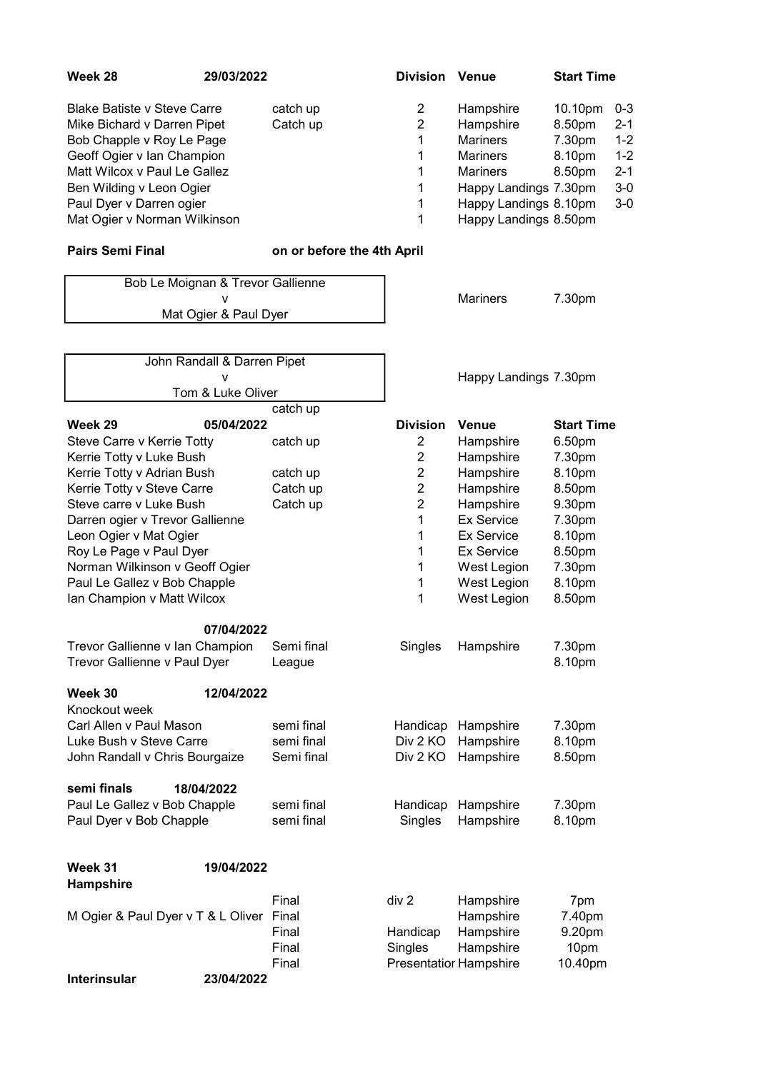| Week 28 | 29/03/2022 | | Division | Venue | Start Time | |
|---|---|---|---|---|---|---|
| Blake Batiste v Steve Carre | | catch up | 2 | Hampshire | 10.10pm | 0-3 |
| Mike Bichard v Darren Pipet | | Catch up | 2 | Hampshire | 8.50pm | 2-1 |
| Bob Chapple v Roy Le Page | | | 1 | Mariners | 7.30pm | 1-2 |
| Geoff Ogier v Ian Champion | | | 1 | Mariners | 8.10pm | 1-2 |
| Matt Wilcox v Paul Le Gallez | | | 1 | Mariners | 8.50pm | 2-1 |
| Ben Wilding v Leon Ogier | | | 1 | Happy Landings | 7.30pm | 3-0 |
| Paul Dyer v Darren ogier | | | 1 | Happy Landings | 8.10pm | 3-0 |
| Mat Ogier v Norman Wilkinson | | | 1 | Happy Landings | 8.50pm | |

**Pairs Semi Final** — on or before the 4th April

| Match | Venue | Start Time |
|---|---|---|
| Bob Le Moignan & Trevor Gallienne v Mat Ogier & Paul Dyer | Mariners | 7.30pm |
| John Randall & Darren Pipet v Tom & Luke Oliver (catch up) | Happy Landings | 7.30pm |

| Week 29 | 05/04/2022 | | Division | Venue | Start Time |
|---|---|---|---|---|---|
| Steve Carre v Kerrie Totty | | catch up | 2 | Hampshire | 6.50pm |
| Kerrie Totty v Luke Bush | | | 2 | Hampshire | 7.30pm |
| Kerrie Totty v Adrian Bush | | catch up | 2 | Hampshire | 8.10pm |
| Kerrie Totty v Steve Carre | | Catch up | 2 | Hampshire | 8.50pm |
| Steve carre v Luke Bush | | Catch up | 2 | Hampshire | 9.30pm |
| Darren ogier v Trevor Gallienne | | | 1 | Ex Service | 7.30pm |
| Leon Ogier v Mat Ogier | | | 1 | Ex Service | 8.10pm |
| Roy Le Page v Paul Dyer | | | 1 | Ex Service | 8.50pm |
| Norman Wilkinson v Geoff Ogier | | | 1 | West Legion | 7.30pm |
| Paul Le Gallez v Bob Chapple | | | 1 | West Legion | 8.10pm |
| Ian Champion v Matt Wilcox | | | 1 | West Legion | 8.50pm |

| | 07/04/2022 | | | | |
|---|---|---|---|---|---|
| Trevor Gallienne v Ian Champion | | Semi final | Singles | Hampshire | 7.30pm |
| Trevor Gallienne v Paul Dyer | | League | | | 8.10pm |

| Week 30 | 12/04/2022 | | | | |
|---|---|---|---|---|---|
| Knockout week | | | | | |
| Carl Allen v Paul Mason | | semi final | Handicap | Hampshire | 7.30pm |
| Luke Bush v Steve Carre | | semi final | Div 2 KO | Hampshire | 8.10pm |
| John Randall v Chris Bourgaize | | Semi final | Div 2 KO | Hampshire | 8.50pm |

| semi finals | 18/04/2022 | | | | |
|---|---|---|---|---|---|
| Paul Le Gallez v Bob Chapple | | semi final | Handicap | Hampshire | 7.30pm |
| Paul Dyer v Bob Chapple | | semi final | Singles | Hampshire | 8.10pm |

| Week 31 | 19/04/2022 | | | | |
|---|---|---|---|---|---|
| Hampshire | | | | | |
| | | Final | div 2 | Hampshire | 7pm |
| M Ogier & Paul Dyer v T & L Oliver | | Final | | Hampshire | 7.40pm |
| | | Final | Handicap | Hampshire | 9.20pm |
| | | Final | Singles | Hampshire | 10pm |
| | | Final | Presentation | Hampshire | 10.40pm |

**Interinsular** 23/04/2022